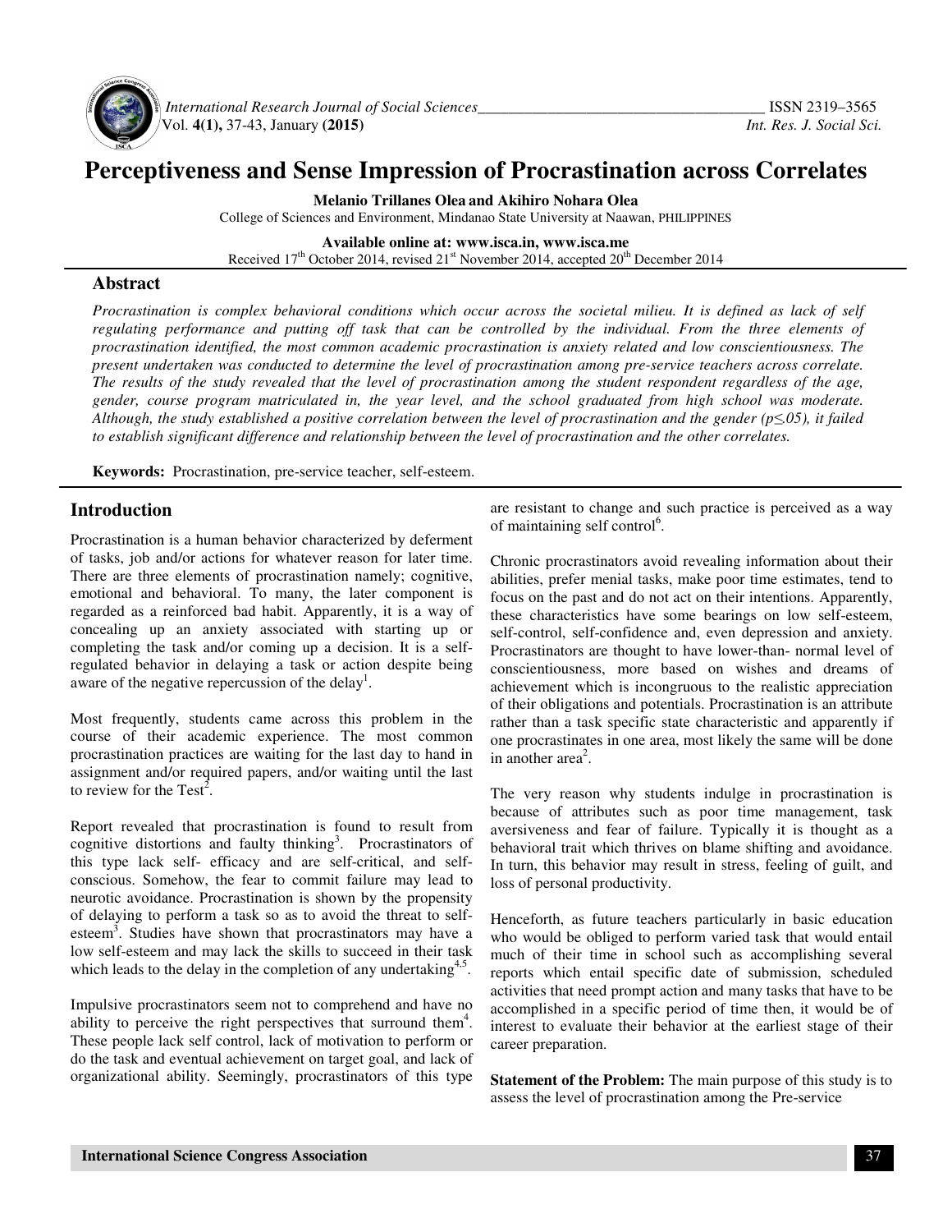# Perceptiveness and Sense Impression of Procrastination across Correlates

**Melanio Trillanes Olea and Akihiro Nohara Olea**

College of Sciences and Environment, Mindanao State University at Naawan, PHILIPPINES

**Available online at: www.isca.in, www.isca.me**

Received 17[th] October 2014, revised 21[st] November 2014, accepted 20[th] December 2014

## Abstract

*Procrastination is complex behavioral conditions which occur across the societal milieu. It is defined as lack of self regulating performance and putting off task that can be controlled by the individual. From the three elements of procrastination identified, the most common academic procrastination is anxiety related and low conscientiousness. The present undertaken was conducted to determine the level of procrastination among pre-service teachers across correlate. The results of the study revealed that the level of procrastination among the student respondent regardless of the age, gender, course program matriculated in, the year level, and the school graduated from high school was moderate. Although, the study established a positive correlation between the level of procrastination and the gender ($p \leq .05$), it failed to establish significant difference and relationship between the level of procrastination and the other correlates.*

**Keywords:** Procrastination, pre-service teacher, self-esteem.

## Introduction

Procrastination is a human behavior characterized by deferment of tasks, job and/or actions for whatever reason for later time. There are three elements of procrastination namely; cognitive, emotional and behavioral. To many, the later component is regarded as a reinforced bad habit. Apparently, it is a way of concealing up an anxiety associated with starting up or completing the task and/or coming up a decision. It is a self-regulated behavior in delaying a task or action despite being aware of the negative repercussion of the delay[1].

Most frequently, students came across this problem in the course of their academic experience. The most common procrastination practices are waiting for the last day to hand in assignment and/or required papers, and/or waiting until the last to review for the Test[2].

Report revealed that procrastination is found to result from cognitive distortions and faulty thinking[3]. Procrastinators of this type lack self- efficacy and are self-critical, and self-conscious. Somehow, the fear to commit failure may lead to neurotic avoidance. Procrastination is shown by the propensity of delaying to perform a task so as to avoid the threat to self-esteem[3]. Studies have shown that procrastinators may have a low self-esteem and may lack the skills to succeed in their task which leads to the delay in the completion of any undertaking[4,5].

Impulsive procrastinators seem not to comprehend and have no ability to perceive the right perspectives that surround them[4]. These people lack self control, lack of motivation to perform or do the task and eventual achievement on target goal, and lack of organizational ability. Seemingly, procrastinators of this type are resistant to change and such practice is perceived as a way of maintaining self control[6].

Chronic procrastinators avoid revealing information about their abilities, prefer menial tasks, make poor time estimates, tend to focus on the past and do not act on their intentions. Apparently, these characteristics have some bearings on low self-esteem, self-control, self-confidence and, even depression and anxiety. Procrastinators are thought to have lower-than- normal level of conscientiousness, more based on wishes and dreams of achievement which is incongruous to the realistic appreciation of their obligations and potentials. Procrastination is an attribute rather than a task specific state characteristic and apparently if one procrastinates in one area, most likely the same will be done in another area[2].

The very reason why students indulge in procrastination is because of attributes such as poor time management, task aversiveness and fear of failure. Typically it is thought as a behavioral trait which thrives on blame shifting and avoidance. In turn, this behavior may result in stress, feeling of guilt, and loss of personal productivity.

Henceforth, as future teachers particularly in basic education who would be obliged to perform varied task that would entail much of their time in school such as accomplishing several reports which entail specific date of submission, scheduled activities that need prompt action and many tasks that have to be accomplished in a specific period of time then, it would be of interest to evaluate their behavior at the earliest stage of their career preparation.

**Statement of the Problem:** The main purpose of this study is to assess the level of procrastination among the Pre-service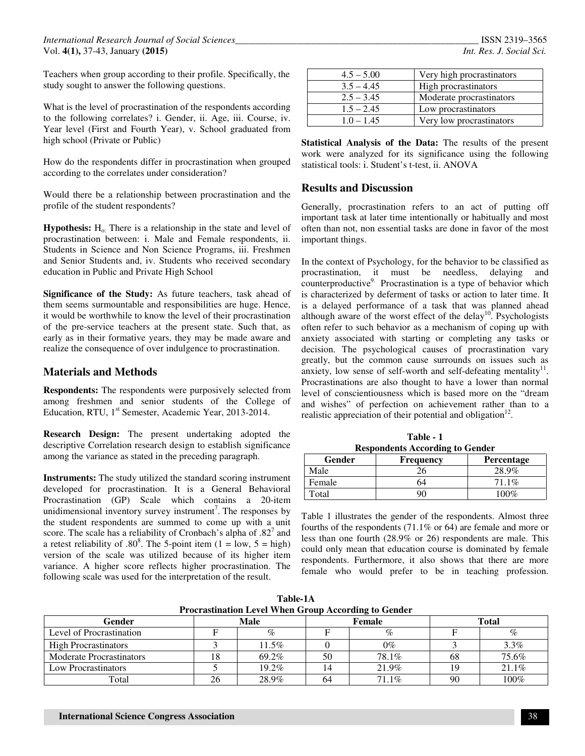Teachers when group according to their profile. Specifically, the study sought to answer the following questions.

What is the level of procrastination of the respondents according to the following correlates? i. Gender, ii. Age, iii. Course, iv. Year level (First and Fourth Year), v. School graduated from high school (Private or Public)

How do the respondents differ in procrastination when grouped according to the correlates under consideration?

Would there be a relationship between procrastination and the profile of the student respondents?

**Hypothesis:** $H_o$: There is a relationship in the state and level of procrastination between: i. Male and Female respondents, ii. Students in Science and Non Science Programs, iii. Freshmen and Senior Students and, iv. Students who received secondary education in Public and Private High School

**Significance of the Study:** As future teachers, task ahead of them seems surmountable and responsibilities are huge. Hence, it would be worthwhile to know the level of their procrastination of the pre-service teachers at the present state. Such that, as early as in their formative years, they may be made aware and realize the consequence of over indulgence to procrastination.

## Materials and Methods

**Respondents:** The respondents were purposively selected from among freshmen and senior students of the College of Education, RTU, 1st Semester, Academic Year, 2013-2014.

**Research Design:** The present undertaking adopted the descriptive Correlation research design to establish significance among the variance as stated in the preceding paragraph.

**Instruments:** The study utilized the standard scoring instrument developed for procrastination. It is a General Behavioral Procrastination (GP) Scale which contains a 20-item unidimensional inventory survey instrument[7]. The responses by the student respondents are summed to come up with a unit score. The scale has a reliability of Cronbach's alpha of .82[7] and a retest reliability of .80[8]. The 5-point item (1 = low, 5 = high) version of the scale was utilized because of its higher item variance. A higher score reflects higher procrastination. The following scale was used for the interpretation of the result.

| | |
|---|---|
| 4.5 – 5.00 | Very high procrastinators |
| 3.5 – 4.45 | High procrastinators |
| 2.5 – 3.45 | Moderate procrastinators |
| 1.5 – 2.45 | Low procrastinators |
| 1.0 – 1.45 | Very low procrastinators |

**Statistical Analysis of the Data:** The results of the present work were analyzed for its significance using the following statistical tools: i. Student's t-test, ii. ANOVA

## Results and Discussion

Generally, procrastination refers to an act of putting off important task at later time intentionally or habitually and most often than not, non essential tasks are done in favor of the most important things.

In the context of Psychology, for the behavior to be classified as procrastination, it must be needless, delaying and counterproductive[9]. Procrastination is a type of behavior which is characterized by deferment of tasks or action to later time. It is a delayed performance of a task that was planned ahead although aware of the worst effect of the delay[10]. Psychologists often refer to such behavior as a mechanism of coping up with anxiety associated with starting or completing any tasks or decision. The psychological causes of procrastination vary greatly, but the common cause surrounds on issues such as anxiety, low sense of self-worth and self-defeating mentality[11]. Procrastinations are also thought to have a lower than normal level of conscientiousness which is based more on the "dream and wishes" of perfection on achievement rather than to a realistic appreciation of their potential and obligation[12].

**Table - 1**
**Respondents According to Gender**

| Gender | Frequency | Percentage |
|---|---|---|
| Male | 26 | 28.9% |
| Female | 64 | 71.1% |
| Total | 90 | 100% |

Table 1 illustrates the gender of the respondents. Almost three fourths of the respondents (71.1% or 64) are female and more or less than one fourth (28.9% or 26) respondents are male. This could only mean that education course is dominated by female respondents. Furthermore, it also shows that there are more female who would prefer to be in teaching profession.

**Table-1A**
**Procrastination Level When Group According to Gender**

| Gender | Male | | Female | | Total | |
|---|---|---|---|---|---|---|
| Level of Procrastination | F | % | F | % | F | % |
| High Procrastinators | 3 | 11.5% | 0 | 0% | 3 | 3.3% |
| Moderate Procrastinators | 18 | 69.2% | 50 | 78.1% | 68 | 75.6% |
| Low Procrastinators | 5 | 19.2% | 14 | 21.9% | 19 | 21.1% |
| Total | 26 | 28.9% | 64 | 71.1% | 90 | 100% |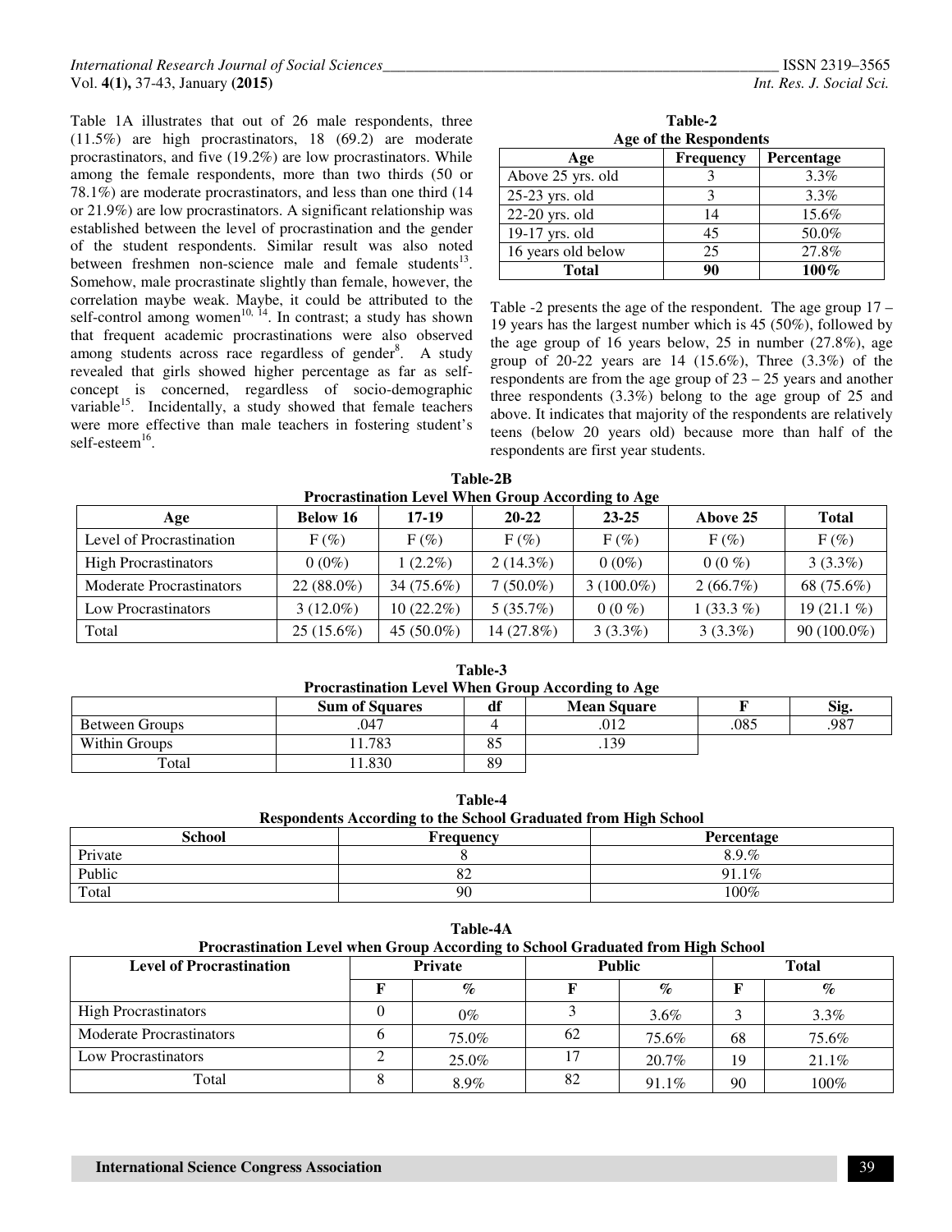Table 1A illustrates that out of 26 male respondents, three (11.5%) are high procrastinators, 18 (69.2) are moderate procrastinators, and five (19.2%) are low procrastinators. While among the female respondents, more than two thirds (50 or 78.1%) are moderate procrastinators, and less than one third (14 or 21.9%) are low procrastinators. A significant relationship was established between the level of procrastination and the gender of the student respondents. Similar result was also noted between freshmen non-science male and female students[13]. Somehow, male procrastinate slightly than female, however, the correlation maybe weak. Maybe, it could be attributed to the self-control among women[10, 14]. In contrast; a study has shown that frequent academic procrastinations were also observed among students across race regardless of gender[8]. A study revealed that girls showed higher percentage as far as self-concept is concerned, regardless of socio-demographic variable[15]. Incidentally, a study showed that female teachers were more effective than male teachers in fostering student's self-esteem[16].

**Table-2**
**Age of the Respondents**

| Age | Frequency | Percentage |
|---|---|---|
| Above 25 yrs. old | 3 | 3.3% |
| 25-23 yrs. old | 3 | 3.3% |
| 22-20 yrs. old | 14 | 15.6% |
| 19-17 yrs. old | 45 | 50.0% |
| 16 years old below | 25 | 27.8% |
| **Total** | **90** | **100%** |

Table -2 presents the age of the respondent. The age group 17 – 19 years has the largest number which is 45 (50%), followed by the age group of 16 years below, 25 in number (27.8%), age group of 20-22 years are 14 (15.6%), Three (3.3%) of the respondents are from the age group of 23 – 25 years and another three respondents (3.3%) belong to the age group of 25 and above. It indicates that majority of the respondents are relatively teens (below 20 years old) because more than half of the respondents are first year students.

**Table-2B**
**Procrastination Level When Group According to Age**

| Age | Below 16 | 17-19 | 20-22 | 23-25 | Above 25 | Total |
|---|---|---|---|---|---|---|
| Level of Procrastination | F (%) | F (%) | F (%) | F (%) | F (%) | F (%) |
| High Procrastinators | 0 (0%) | 1 (2.2%) | 2 (14.3%) | 0 (0%) | 0 (0 %) | 3 (3.3%) |
| Moderate Procrastinators | 22 (88.0%) | 34 (75.6%) | 7 (50.0%) | 3 (100.0%) | 2 (66.7%) | 68 (75.6%) |
| Low Procrastinators | 3 (12.0%) | 10 (22.2%) | 5 (35.7%) | 0 (0 %) | 1 (33.3 %) | 19 (21.1 %) |
| Total | 25 (15.6%) | 45 (50.0%) | 14 (27.8%) | 3 (3.3%) | 3 (3.3%) | 90 (100.0%) |

**Table-3**
**Procrastination Level When Group According to Age**

| | Sum of Squares | df | Mean Square | F | Sig. |
|---|---|---|---|---|---|
| Between Groups | .047 | 4 | .012 | .085 | .987 |
| Within Groups | 11.783 | 85 | .139 | | |
| Total | 11.830 | 89 | | | |

**Table-4**
**Respondents According to the School Graduated from High School**

| School | Frequency | Percentage |
|---|---|---|
| Private | 8 | 8.9.% |
| Public | 82 | 91.1% |
| Total | 90 | 100% |

**Table-4A**
**Procrastination Level when Group According to School Graduated from High School**

| Level of Procrastination | Private | | Public | | Total | |
|---|---|---|---|---|---|---|
| | F | % | F | % | F | % |
| High Procrastinators | 0 | 0% | 3 | 3.6% | 3 | 3.3% |
| Moderate Procrastinators | 6 | 75.0% | 62 | 75.6% | 68 | 75.6% |
| Low Procrastinators | 2 | 25.0% | 17 | 20.7% | 19 | 21.1% |
| Total | 8 | 8.9% | 82 | 91.1% | 90 | 100% |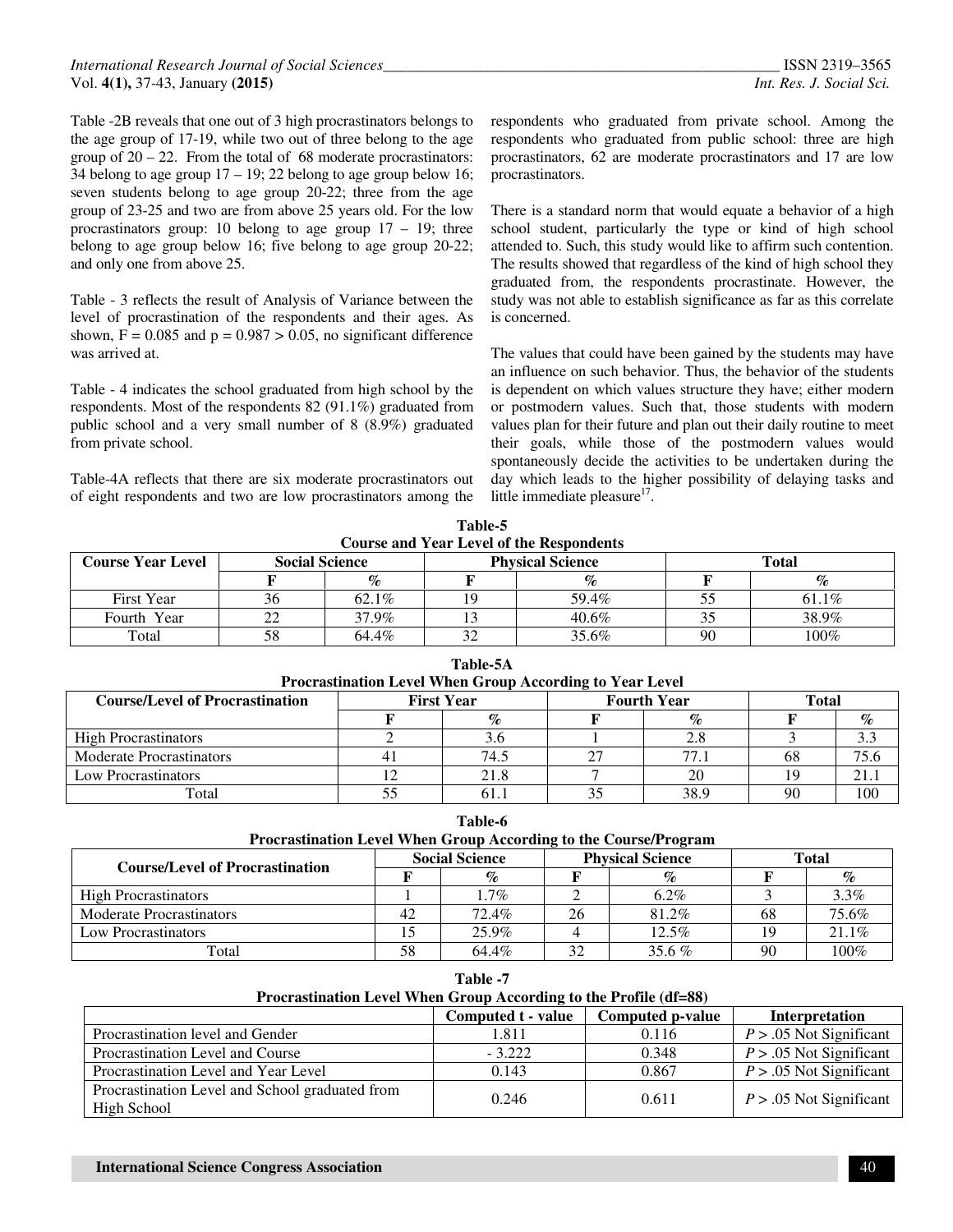Table -2B reveals that one out of 3 high procrastinators belongs to the age group of 17-19, while two out of three belong to the age group of 20 – 22. From the total of 68 moderate procrastinators: 34 belong to age group 17 – 19; 22 belong to age group below 16; seven students belong to age group 20-22; three from the age group of 23-25 and two are from above 25 years old. For the low procrastinators group: 10 belong to age group 17 – 19; three belong to age group below 16; five belong to age group 20-22; and only one from above 25.

Table - 3 reflects the result of Analysis of Variance between the level of procrastination of the respondents and their ages. As shown, $F = 0.085$ and $p = 0.987 > 0.05$, no significant difference was arrived at.

Table - 4 indicates the school graduated from high school by the respondents. Most of the respondents 82 (91.1%) graduated from public school and a very small number of 8 (8.9%) graduated from private school.

Table-4A reflects that there are six moderate procrastinators out of eight respondents and two are low procrastinators among the respondents who graduated from private school. Among the respondents who graduated from public school: three are high procrastinators, 62 are moderate procrastinators and 17 are low procrastinators.

There is a standard norm that would equate a behavior of a high school student, particularly the type or kind of high school attended to. Such, this study would like to affirm such contention. The results showed that regardless of the kind of high school they graduated from, the respondents procrastinate. However, the study was not able to establish significance as far as this correlate is concerned.

The values that could have been gained by the students may have an influence on such behavior. Thus, the behavior of the students is dependent on which values structure they have; either modern or postmodern values. Such that, those students with modern values plan for their future and plan out their daily routine to meet their goals, while those of the postmodern values would spontaneously decide the activities to be undertaken during the day which leads to the higher possibility of delaying tasks and little immediate pleasure[17].

**Table-5**
**Course and Year Level of the Respondents**

| Course Year Level | Social Science | | Physical Science | | Total | |
|---|---|---|---|---|---|---|
| | F | % | F | % | F | % |
| First Year | 36 | 62.1% | 19 | 59.4% | 55 | 61.1% |
| Fourth Year | 22 | 37.9% | 13 | 40.6% | 35 | 38.9% |
| Total | 58 | 64.4% | 32 | 35.6% | 90 | 100% |

**Table-5A**
**Procrastination Level When Group According to Year Level**

| Course/Level of Procrastination | First Year | | Fourth Year | | Total | |
|---|---|---|---|---|---|---|
| | F | % | F | % | F | % |
| High Procrastinators | 2 | 3.6 | 1 | 2.8 | 3 | 3.3 |
| Moderate Procrastinators | 41 | 74.5 | 27 | 77.1 | 68 | 75.6 |
| Low Procrastinators | 12 | 21.8 | 7 | 20 | 19 | 21.1 |
| Total | 55 | 61.1 | 35 | 38.9 | 90 | 100 |

**Table-6**
**Procrastination Level When Group According to the Course/Program**

| Course/Level of Procrastination | Social Science | | Physical Science | | Total | |
|---|---|---|---|---|---|---|
| | F | % | F | % | F | % |
| High Procrastinators | 1 | 1.7% | 2 | 6.2% | 3 | 3.3% |
| Moderate Procrastinators | 42 | 72.4% | 26 | 81.2% | 68 | 75.6% |
| Low Procrastinators | 15 | 25.9% | 4 | 12.5% | 19 | 21.1% |
| Total | 58 | 64.4% | 32 | 35.6 % | 90 | 100% |

**Table -7**
**Procrastination Level When Group According to the Profile (df=88)**

| | Computed t - value | Computed p-value | Interpretation |
|---|---|---|---|
| Procrastination level and Gender | 1.811 | 0.116 | $P > .05$ Not Significant |
| Procrastination Level and Course | - 3.222 | 0.348 | $P > .05$ Not Significant |
| Procrastination Level and Year Level | 0.143 | 0.867 | $P > .05$ Not Significant |
| Procrastination Level and School graduated from High School | 0.246 | 0.611 | $P > .05$ Not Significant |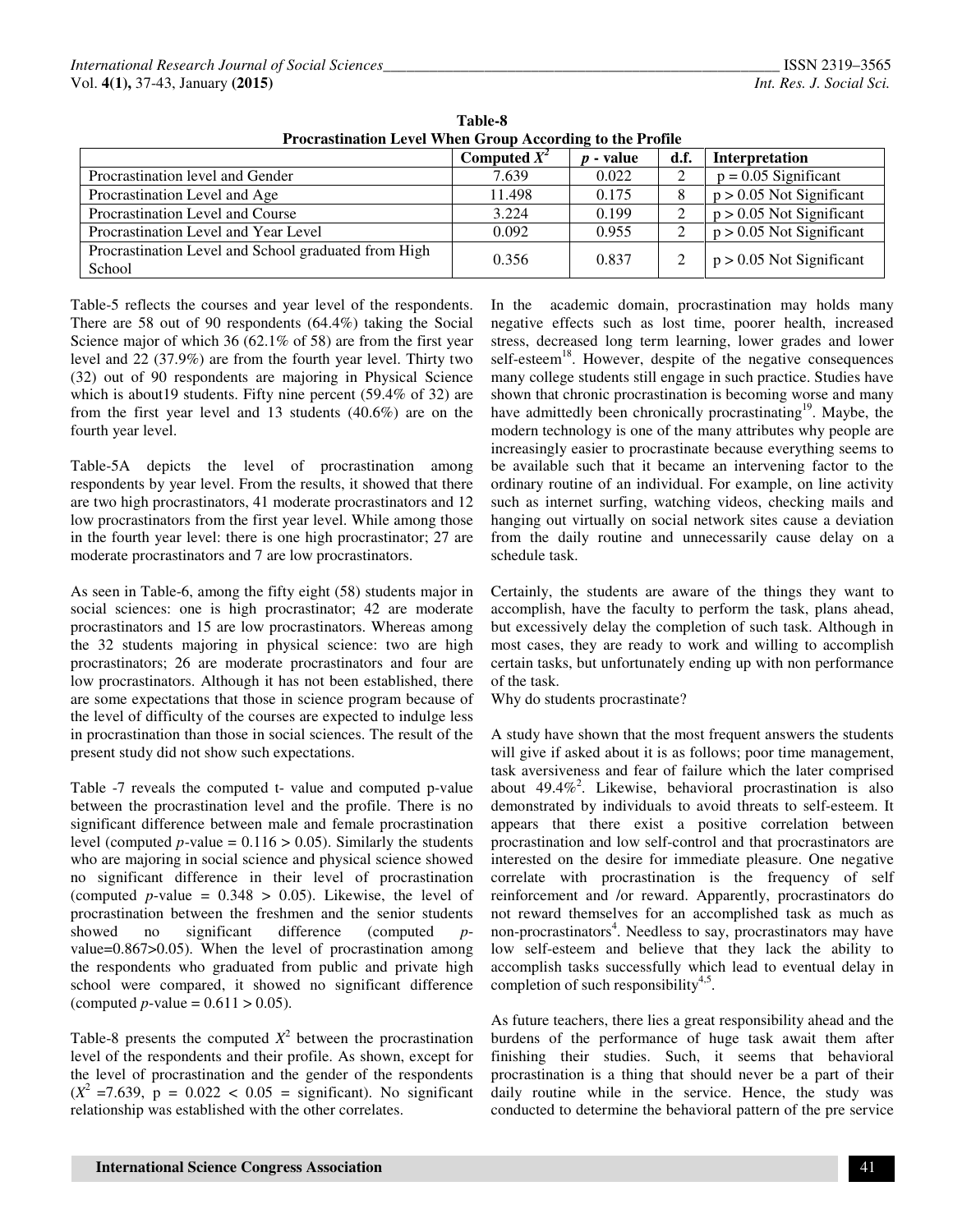**Table-8**
**Procrastination Level When Group According to the Profile**

| | Computed $X^2$ | *p* - value | d.f. | Interpretation |
|---|---|---|---|---|
| Procrastination level and Gender | 7.639 | 0.022 | 2 | p = 0.05 Significant |
| Procrastination Level and Age | 11.498 | 0.175 | 8 | p > 0.05 Not Significant |
| Procrastination Level and Course | 3.224 | 0.199 | 2 | p > 0.05 Not Significant |
| Procrastination Level and Year Level | 0.092 | 0.955 | 2 | p > 0.05 Not Significant |
| Procrastination Level and School graduated from High School | 0.356 | 0.837 | 2 | p > 0.05 Not Significant |

Table-5 reflects the courses and year level of the respondents. There are 58 out of 90 respondents (64.4%) taking the Social Science major of which 36 (62.1% of 58) are from the first year level and 22 (37.9%) are from the fourth year level. Thirty two (32) out of 90 respondents are majoring in Physical Science which is about19 students. Fifty nine percent (59.4% of 32) are from the first year level and 13 students (40.6%) are on the fourth year level.

Table-5A depicts the level of procrastination among respondents by year level. From the results, it showed that there are two high procrastinators, 41 moderate procrastinators and 12 low procrastinators from the first year level. While among those in the fourth year level: there is one high procrastinator; 27 are moderate procrastinators and 7 are low procrastinators.

As seen in Table-6, among the fifty eight (58) students major in social sciences: one is high procrastinator; 42 are moderate procrastinators and 15 are low procrastinators. Whereas among the 32 students majoring in physical science: two are high procrastinators; 26 are moderate procrastinators and four are low procrastinators. Although it has not been established, there are some expectations that those in science program because of the level of difficulty of the courses are expected to indulge less in procrastination than those in social sciences. The result of the present study did not show such expectations.

Table -7 reveals the computed t- value and computed p-value between the procrastination level and the profile. There is no significant difference between male and female procrastination level (computed *p*-value = 0.116 > 0.05). Similarly the students who are majoring in social science and physical science showed no significant difference in their level of procrastination (computed *p*-value = 0.348 > 0.05). Likewise, the level of procrastination between the freshmen and the senior students showed no significant difference (computed *p*-value=0.867>0.05). When the level of procrastination among the respondents who graduated from public and private high school were compared, it showed no significant difference (computed *p*-value = 0.611 > 0.05).

Table-8 presents the computed $X^2$ between the procrastination level of the respondents and their profile. As shown, except for the level of procrastination and the gender of the respondents ($X^2$ =7.639, p = 0.022 < 0.05 = significant). No significant relationship was established with the other correlates.

In the academic domain, procrastination may holds many negative effects such as lost time, poorer health, increased stress, decreased long term learning, lower grades and lower self-esteem[18]. However, despite of the negative consequences many college students still engage in such practice. Studies have shown that chronic procrastination is becoming worse and many have admittedly been chronically procrastinating[19]. Maybe, the modern technology is one of the many attributes why people are increasingly easier to procrastinate because everything seems to be available such that it became an intervening factor to the ordinary routine of an individual. For example, on line activity such as internet surfing, watching videos, checking mails and hanging out virtually on social network sites cause a deviation from the daily routine and unnecessarily cause delay on a schedule task.

Certainly, the students are aware of the things they want to accomplish, have the faculty to perform the task, plans ahead, but excessively delay the completion of such task. Although in most cases, they are ready to work and willing to accomplish certain tasks, but unfortunately ending up with non performance of the task.

Why do students procrastinate?

A study have shown that the most frequent answers the students will give if asked about it is as follows; poor time management, task aversiveness and fear of failure which the later comprised about 49.4%[2]. Likewise, behavioral procrastination is also demonstrated by individuals to avoid threats to self-esteem. It appears that there exist a positive correlation between procrastination and low self-control and that procrastinators are interested on the desire for immediate pleasure. One negative correlate with procrastination is the frequency of self reinforcement and /or reward. Apparently, procrastinators do not reward themselves for an accomplished task as much as non-procrastinators[4]. Needless to say, procrastinators may have low self-esteem and believe that they lack the ability to accomplish tasks successfully which lead to eventual delay in completion of such responsibility[4,5].

As future teachers, there lies a great responsibility ahead and the burdens of the performance of huge task await them after finishing their studies. Such, it seems that behavioral procrastination is a thing that should never be a part of their daily routine while in the service. Hence, the study was conducted to determine the behavioral pattern of the pre service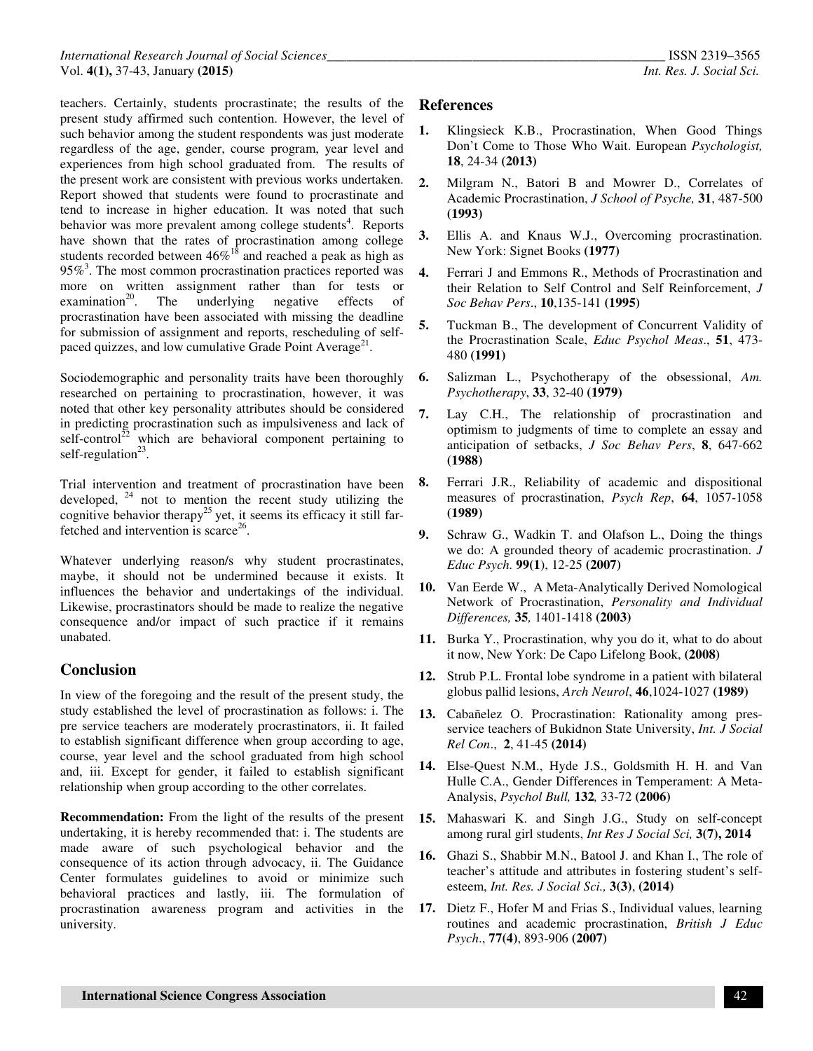teachers. Certainly, students procrastinate; the results of the present study affirmed such contention. However, the level of such behavior among the student respondents was just moderate regardless of the age, gender, course program, year level and experiences from high school graduated from. The results of the present work are consistent with previous works undertaken. Report showed that students were found to procrastinate and tend to increase in higher education. It was noted that such behavior was more prevalent among college students[4]. Reports have shown that the rates of procrastination among college students recorded between 46%[18] and reached a peak as high as 95%[3]. The most common procrastination practices reported was more on written assignment rather than for tests or examination[20]. The underlying negative effects of procrastination have been associated with missing the deadline for submission of assignment and reports, rescheduling of self-paced quizzes, and low cumulative Grade Point Average[21].

Sociodemographic and personality traits have been thoroughly researched on pertaining to procrastination, however, it was noted that other key personality attributes should be considered in predicting procrastination such as impulsiveness and lack of self-control[22] which are behavioral component pertaining to self-regulation[23].

Trial intervention and treatment of procrastination have been developed, [24] not to mention the recent study utilizing the cognitive behavior therapy[25] yet, it seems its efficacy it still far-fetched and intervention is scarce[26].

Whatever underlying reason/s why student procrastinates, maybe, it should not be undermined because it exists. It influences the behavior and undertakings of the individual. Likewise, procrastinators should be made to realize the negative consequence and/or impact of such practice if it remains unabated.

## Conclusion

In view of the foregoing and the result of the present study, the study established the level of procrastination as follows: i. The pre service teachers are moderately procrastinators, ii. It failed to establish significant difference when group according to age, course, year level and the school graduated from high school and, iii. Except for gender, it failed to establish significant relationship when group according to the other correlates.

**Recommendation:** From the light of the results of the present undertaking, it is hereby recommended that: i. The students are made aware of such psychological behavior and the consequence of its action through advocacy, ii. The Guidance Center formulates guidelines to avoid or minimize such behavioral practices and lastly, iii. The formulation of procrastination awareness program and activities in the university.

## References

1. Klingsieck K.B., Procrastination, When Good Things Don't Come to Those Who Wait. European *Psychologist,* **18**, 24-34 **(2013)**
2. Milgram N., Batori B and Mowrer D., Correlates of Academic Procrastination, *J School of Psyche,* **31**, 487-500 **(1993)**
3. Ellis A. and Knaus W.J., Overcoming procrastination. New York: Signet Books **(1977)**
4. Ferrari J and Emmons R., Methods of Procrastination and their Relation to Self Control and Self Reinforcement, *J Soc Behav Pers*., **10**,135-141 **(1995)**
5. Tuckman B., The development of Concurrent Validity of the Procrastination Scale, *Educ Psychol Meas*., **51**, 473-480 **(1991)**
6. Salizman L., Psychotherapy of the obsessional, *Am. Psychotherapy*, **33**, 32-40 **(1979)**
7. Lay C.H., The relationship of procrastination and optimism to judgments of time to complete an essay and anticipation of setbacks, *J Soc Behav Pers*, **8**, 647-662 **(1988)**
8. Ferrari J.R., Reliability of academic and dispositional measures of procrastination, *Psych Rep*, **64**, 1057-1058 **(1989)**
9. Schraw G., Wadkin T. and Olafson L., Doing the things we do: A grounded theory of academic procrastination. *J Educ Psych.* **99(1**), 12-25 **(2007)**
10. Van Eerde W., A Meta-Analytically Derived Nomological Network of Procrastination, *Personality and Individual Differences,* **35***,* 1401-1418 **(2003)**
11. Burka Y., Procrastination, why you do it, what to do about it now, New York: De Capo Lifelong Book, **(2008)**
12. Strub P.L. Frontal lobe syndrome in a patient with bilateral globus pallid lesions, *Arch Neurol*, **46**,1024-1027 **(1989)**
13. Cabañelez O. Procrastination: Rationality among pres-service teachers of Bukidnon State University, *Int. J Social Rel Con*., **2**, 41-45 **(2014)**
14. Else-Quest N.M., Hyde J.S., Goldsmith H. H. and Van Hulle C.A., Gender Differences in Temperament: A Meta-Analysis, *Psychol Bull,* **132***,* 33-72 **(2006)**
15. Mahaswari K. and Singh J.G., Study on self-concept among rural girl students, *Int Res J Social Sci,* **3(7), 2014**
16. Ghazi S., Shabbir M.N., Batool J. and Khan I., The role of teacher's attitude and attributes in fostering student's self-esteem, *Int. Res. J Social Sci.,* **3(3)**, **(2014)**
17. Dietz F., Hofer M and Frias S., Individual values, learning routines and academic procrastination, *British J Educ Psych*., **77(4)**, 893-906 **(2007)**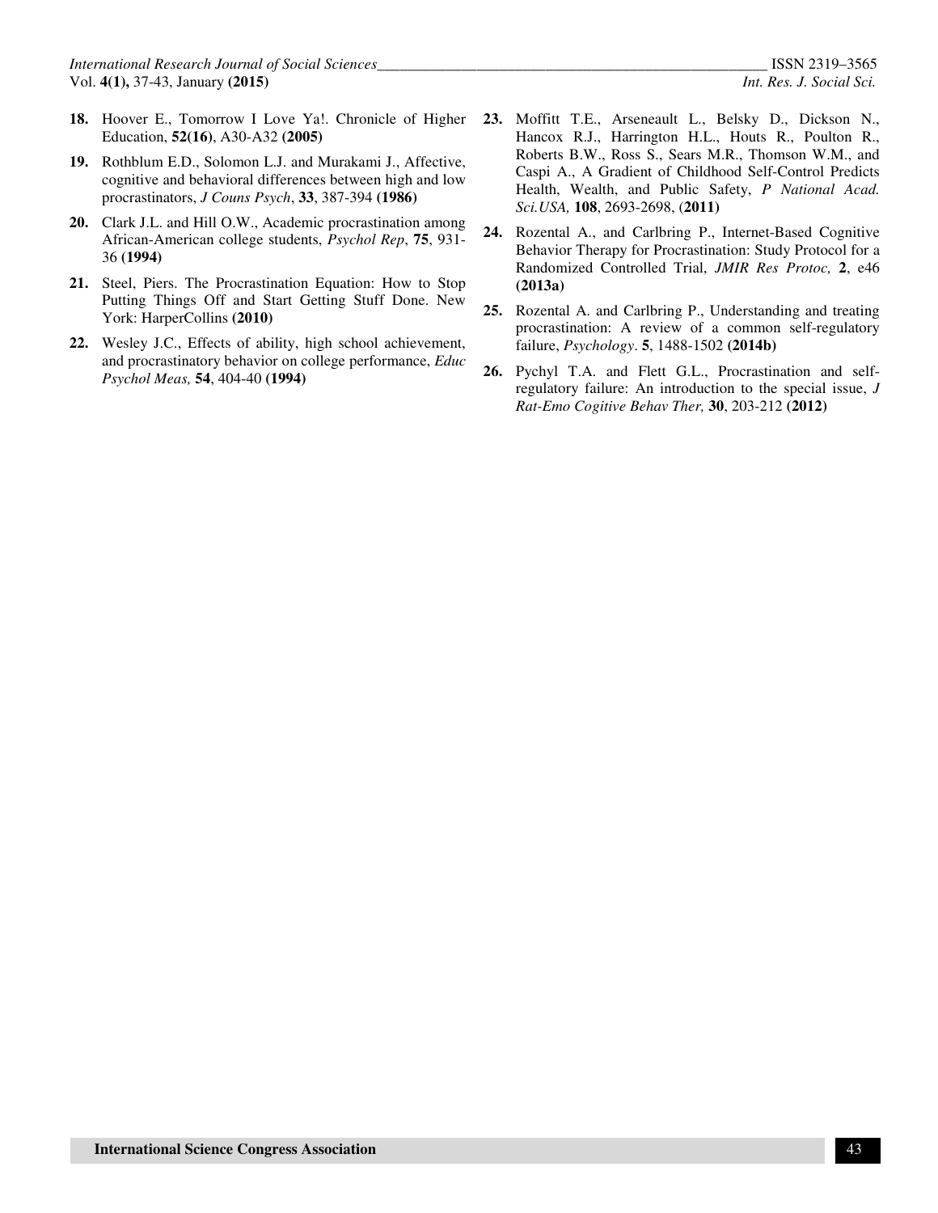**18.** Hoover E., Tomorrow I Love Ya!. Chronicle of Higher Education, **52(16)**, A30-A32 **(2005)**

**19.** Rothblum E.D., Solomon L.J. and Murakami J., Affective, cognitive and behavioral differences between high and low procrastinators, *J Couns Psych*, **33**, 387-394 **(1986)**

**20.** Clark J.L. and Hill O.W., Academic procrastination among African-American college students, *Psychol Rep*, **75**, 931-36 **(1994)**

**21.** Steel, Piers. The Procrastination Equation: How to Stop Putting Things Off and Start Getting Stuff Done. New York: HarperCollins **(2010)**

**22.** Wesley J.C., Effects of ability, high school achievement, and procrastinatory behavior on college performance, *Educ Psychol Meas,* **54**, 404-40 **(1994)**

**23.** Moffitt T.E., Arseneault L., Belsky D., Dickson N., Hancox R.J., Harrington H.L., Houts R., Poulton R., Roberts B.W., Ross S., Sears M.R., Thomson W.M., and Caspi A., A Gradient of Childhood Self-Control Predicts Health, Wealth, and Public Safety, *P National Acad. Sci.USA,* **108**, 2693-2698, (**2011)**

**24.** Rozental A., and Carlbring P., Internet-Based Cognitive Behavior Therapy for Procrastination: Study Protocol for a Randomized Controlled Trial, *JMIR Res Protoc,* **2**, e46 **(2013a)**

**25.** Rozental A. and Carlbring P., Understanding and treating procrastination: A review of a common self-regulatory failure, *Psychology*. **5**, 1488-1502 **(2014b)**

**26.** Pychyl T.A. and Flett G.L., Procrastination and self-regulatory failure: An introduction to the special issue, *J Rat-Emo Cogitive Behav Ther,* **30**, 203-212 **(2012)**